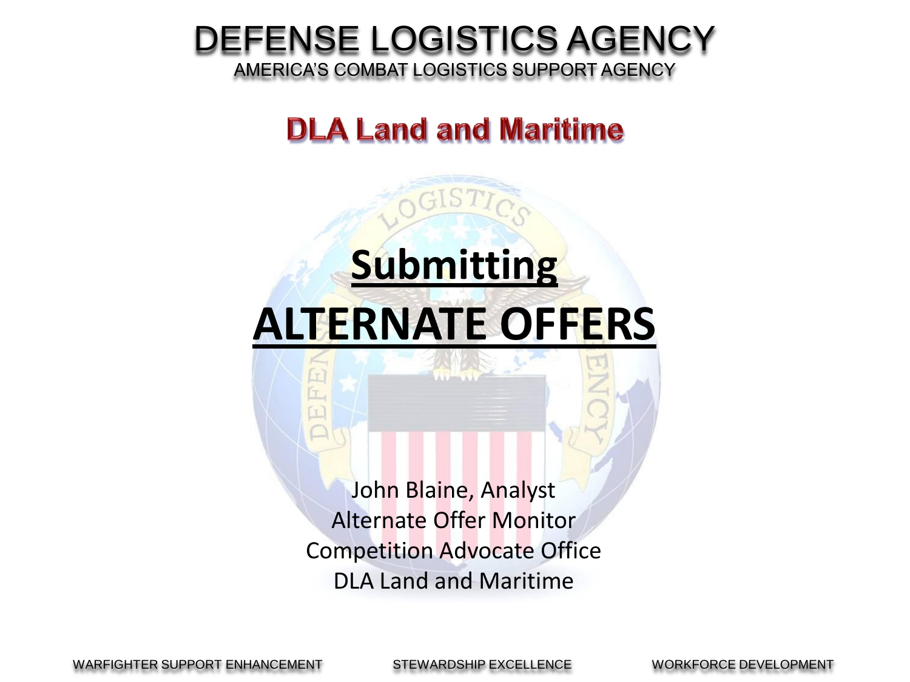# DEFENSE LOGISTICS AGENCY

AMERICA'S COMBAT LOGISTICS SUPPORT AGENCY

## DLA Land and Maritime

# Submitting ALTERNATE OFFERS

John Blaine, Analyst
Alternate Offer Monitor
Competition Advocate Office
DLA Land and Maritime

WARFIGHTER SUPPORT ENHANCEMENT    STEWARDSHIP EXCELLENCE    WORKFORCE DEVELOPMENT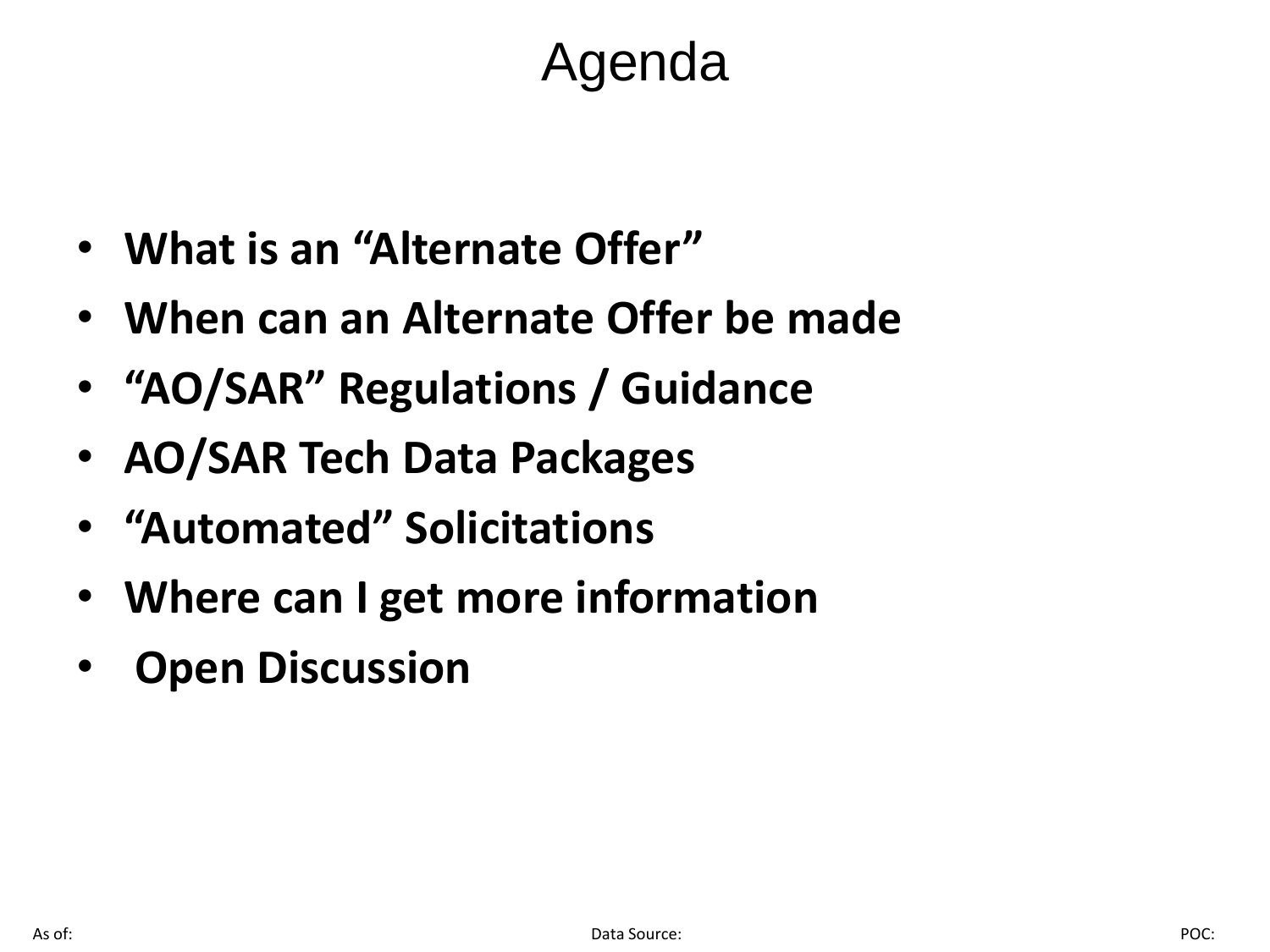# Agenda

- **What is an "Alternate Offer"**
- **When can an Alternate Offer be made**
- **"AO/SAR" Regulations / Guidance**
- **AO/SAR Tech Data Packages**
- **"Automated" Solicitations**
- **Where can I get more information**
- **Open Discussion**

As of: Data Source: POC: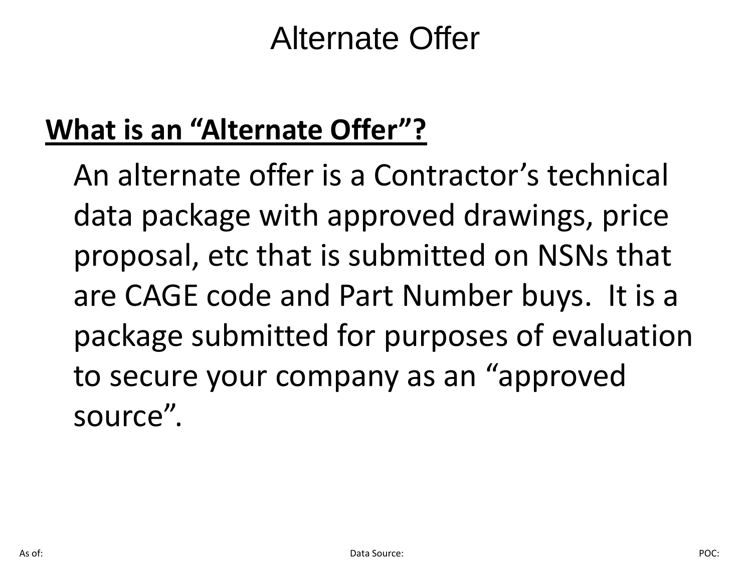# Alternate Offer

**What is an "Alternate Offer"?**

An alternate offer is a Contractor's technical data package with approved drawings, price proposal, etc that is submitted on NSNs that are CAGE code and Part Number buys. It is a package submitted for purposes of evaluation to secure your company as an "approved source".

As of: Data Source: POC: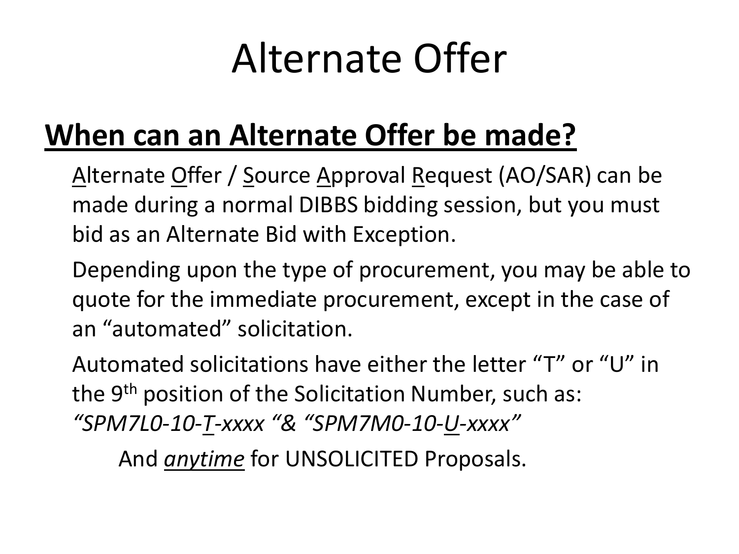# Alternate Offer

## When can an Alternate Offer be made?

Alternate Offer / Source Approval Request (AO/SAR) can be made during a normal DIBBS bidding session, but you must bid as an Alternate Bid with Exception.

Depending upon the type of procurement, you may be able to quote for the immediate procurement, except in the case of an "automated" solicitation.

Automated solicitations have either the letter "T" or "U" in the 9th position of the Solicitation Number, such as: *"SPM7L0-10-T-xxxx "& "SPM7M0-10-U-xxxx"*

And *anytime* for UNSOLICITED Proposals.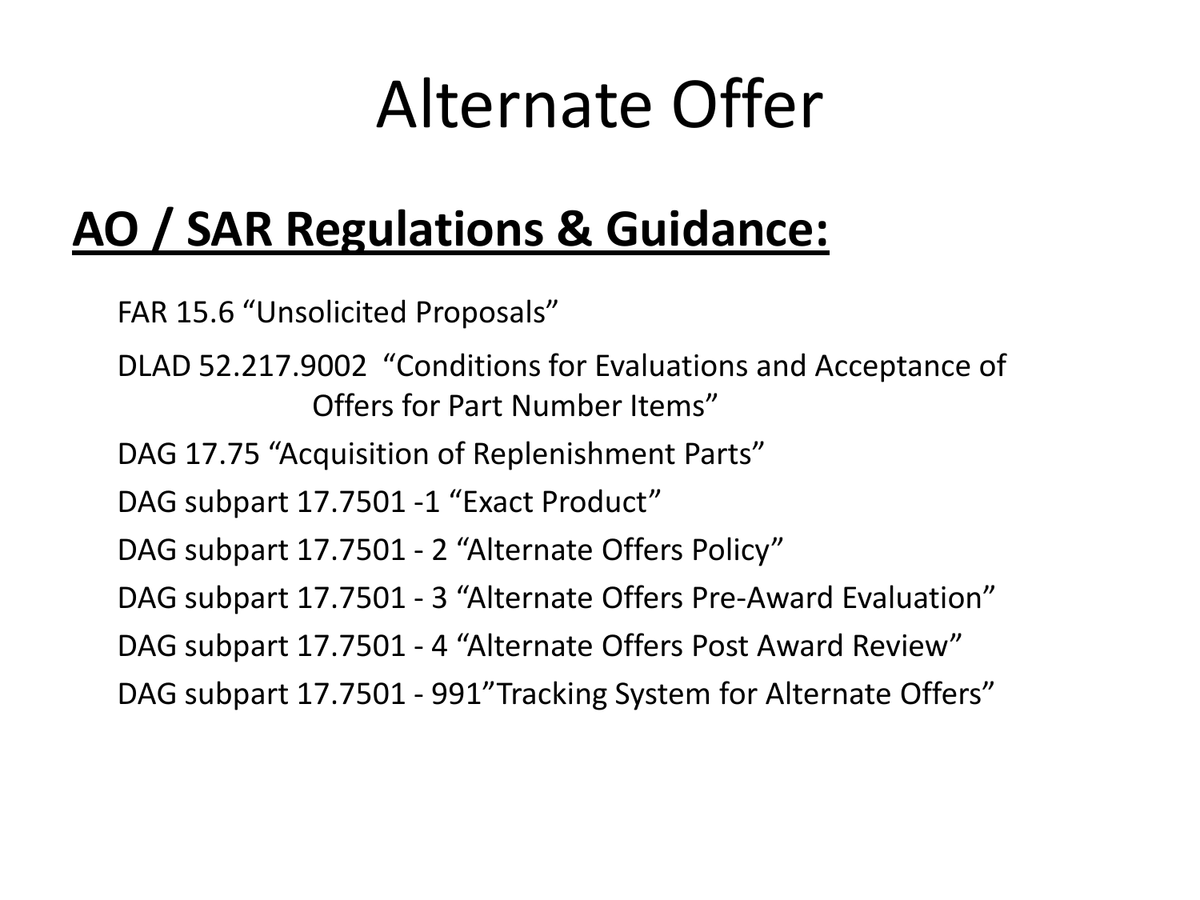# Alternate Offer

## AO / SAR Regulations & Guidance:

FAR 15.6 “Unsolicited Proposals”

DLAD 52.217.9002 “Conditions for Evaluations and Acceptance of Offers for Part Number Items”

DAG 17.75 “Acquisition of Replenishment Parts”

DAG subpart 17.7501 -1 “Exact Product”

DAG subpart 17.7501 - 2 “Alternate Offers Policy”

DAG subpart 17.7501 - 3 “Alternate Offers Pre-Award Evaluation”

DAG subpart 17.7501 - 4 “Alternate Offers Post Award Review”

DAG subpart 17.7501 - 991”Tracking System for Alternate Offers”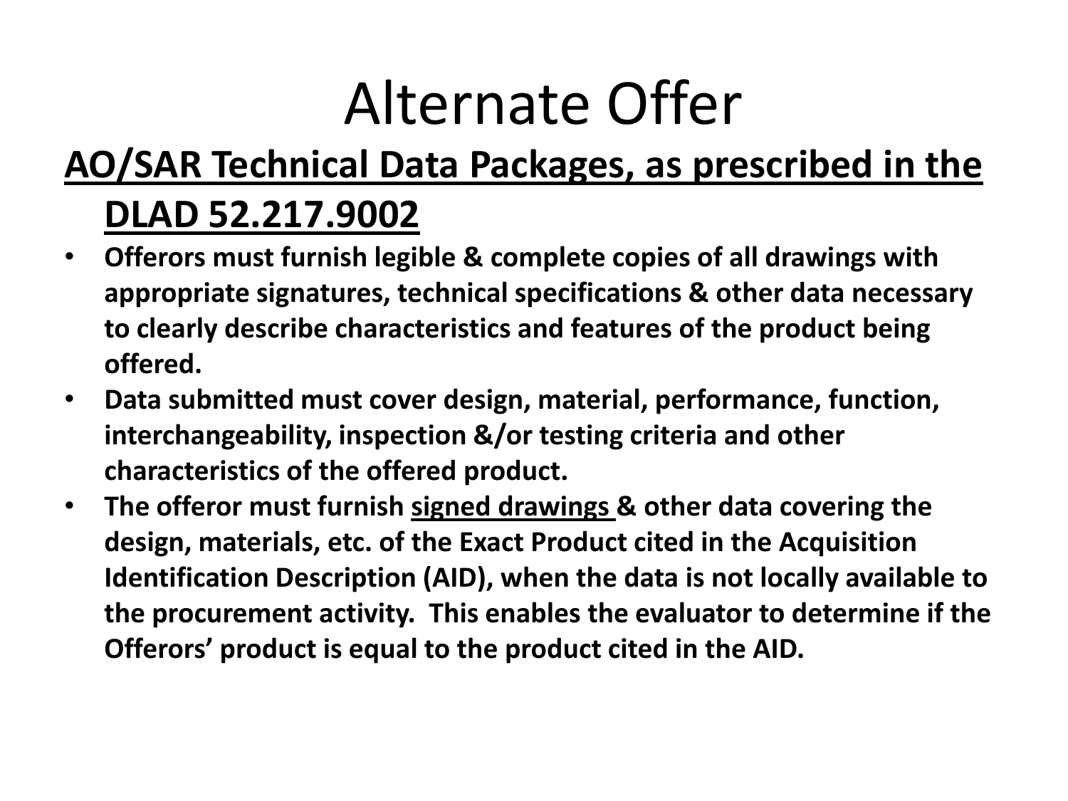# Alternate Offer

## <u>AO/SAR Technical Data Packages, as prescribed in the DLAD 52.217.9002</u>

- **Offerors must furnish legible & complete copies of all drawings with appropriate signatures, technical specifications & other data necessary to clearly describe characteristics and features of the product being offered.**
- **Data submitted must cover design, material, performance, function, interchangeability, inspection &/or testing criteria and other characteristics of the offered product.**
- **The offeror must furnish <u>signed drawings</u> & other data covering the design, materials, etc. of the Exact Product cited in the Acquisition Identification Description (AID), when the data is not locally available to the procurement activity. This enables the evaluator to determine if the Offerors' product is equal to the product cited in the AID.**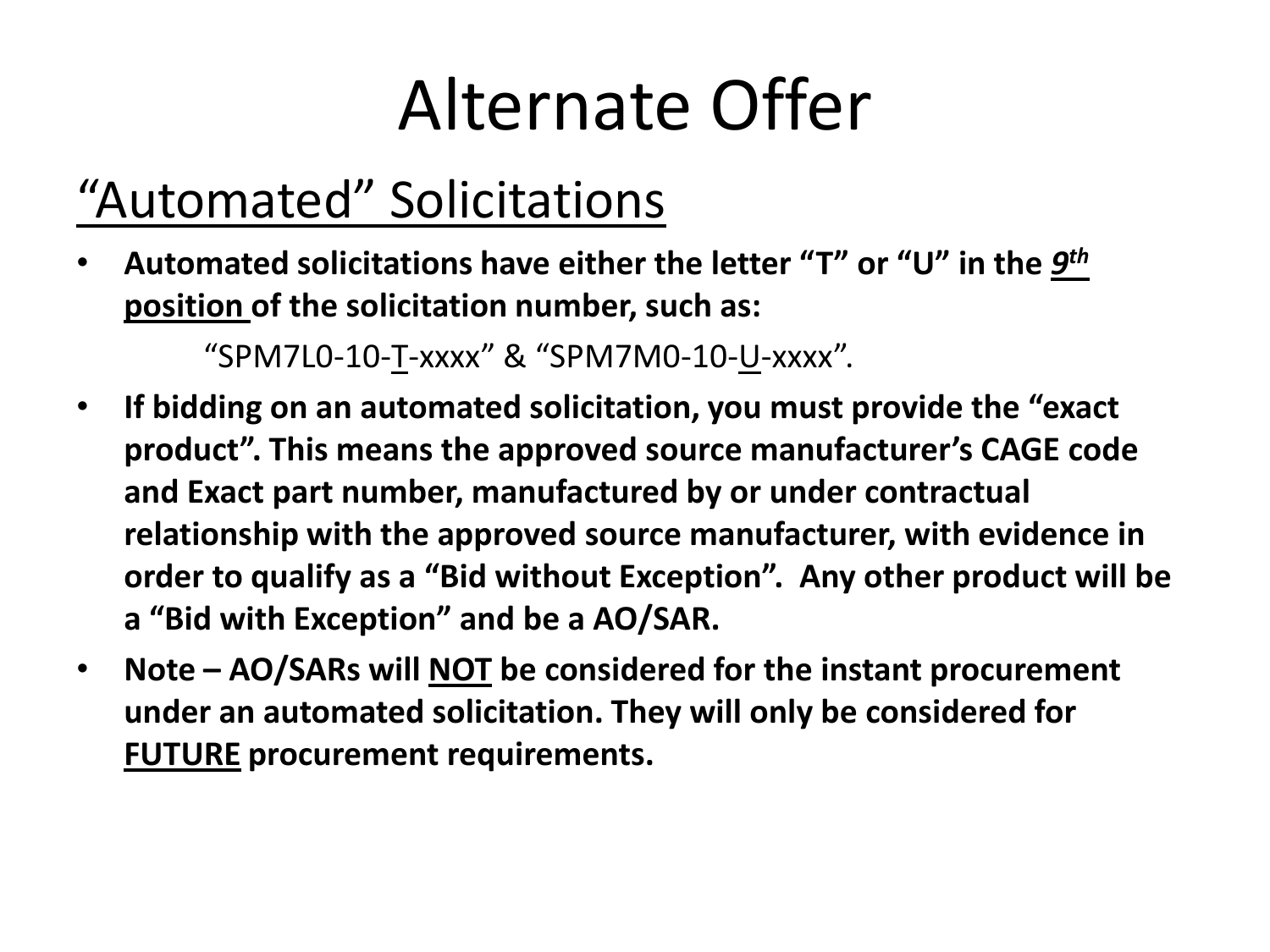# Alternate Offer

## <u>"Automated" Solicitations</u>

- **Automated solicitations have either the letter "T" or "U" in the <u>*9th*</u> <u>position</u> of the solicitation number, such as:**

  "SPM7L0-10-<u>T</u>-xxxx" & "SPM7M0-10-<u>U</u>-xxxx".

- **If bidding on an automated solicitation, you must provide the "exact product". This means the approved source manufacturer's CAGE code and Exact part number, manufactured by or under contractual relationship with the approved source manufacturer, with evidence in order to qualify as a "Bid without Exception". Any other product will be a "Bid with Exception" and be a AO/SAR.**
- **Note – AO/SARs will <u>NOT</u> be considered for the instant procurement under an automated solicitation. They will only be considered for <u>FUTURE</u> procurement requirements.**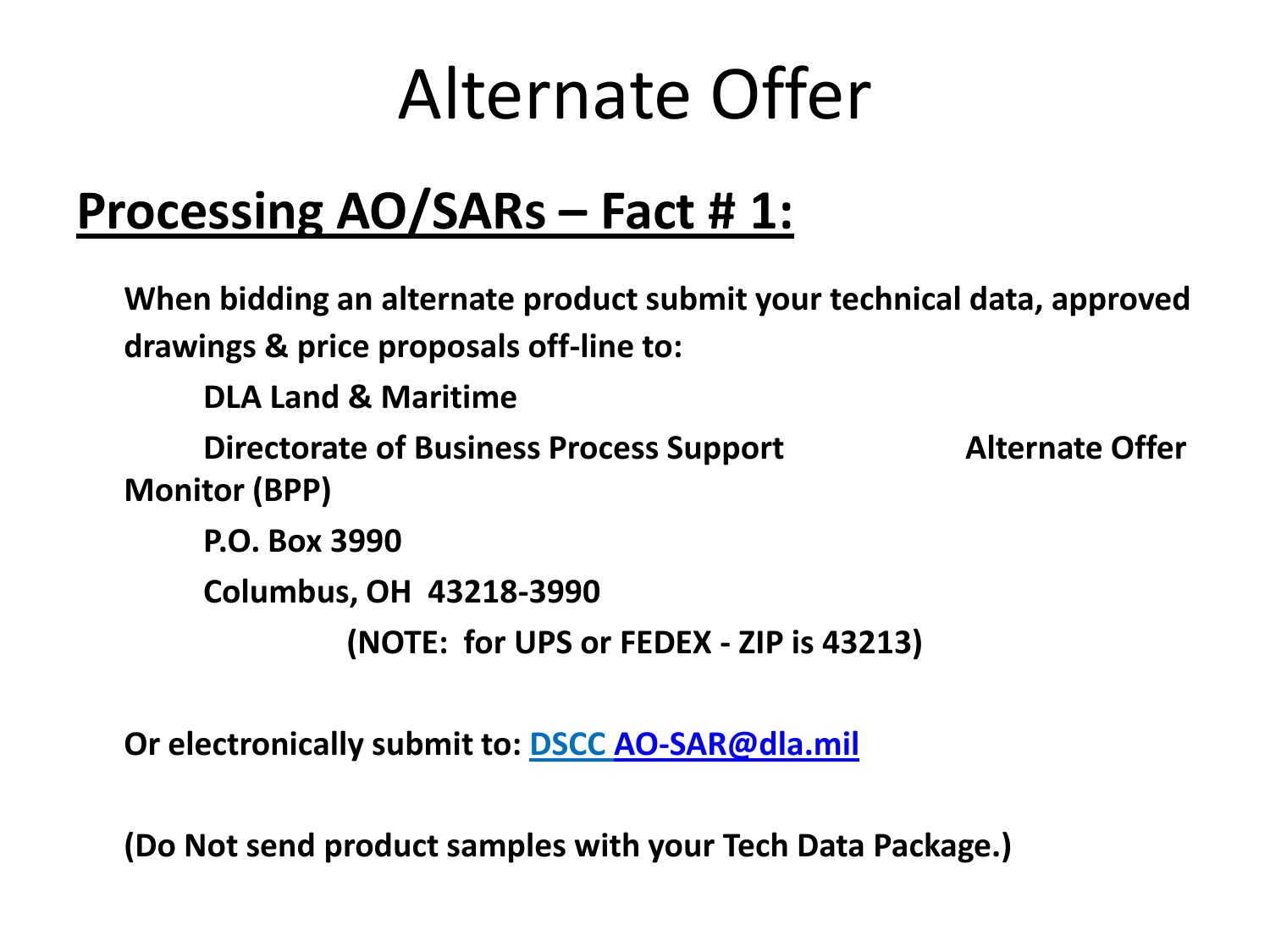# Alternate Offer

## Processing AO/SARs – Fact # 1:

**When bidding an alternate product submit your technical data, approved drawings & price proposals off-line to:**

**DLA Land & Maritime**

**Directorate of Business Process Support Alternate Offer Monitor (BPP)**

**P.O. Box 3990**

**Columbus, OH 43218-3990**

**(NOTE: for UPS or FEDEX - ZIP is 43213)**

**Or electronically submit to: DSCC AO-SAR@dla.mil**

**(Do Not send product samples with your Tech Data Package.)**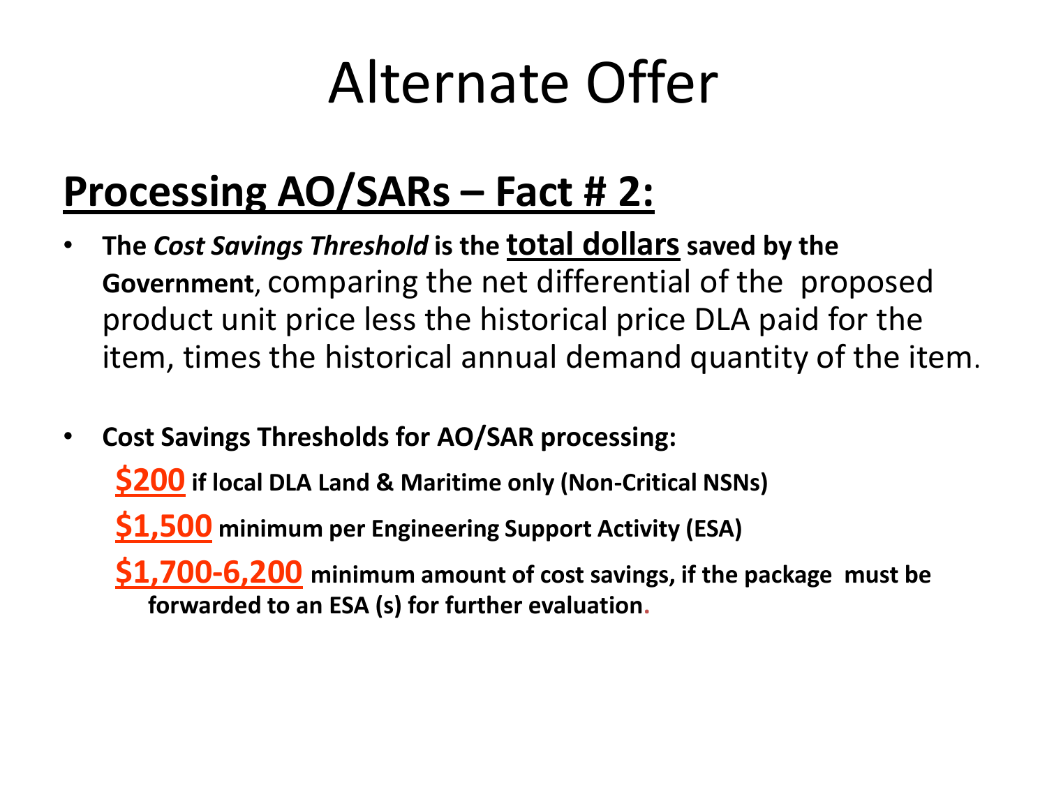# Alternate Offer

## Processing AO/SARs – Fact # 2:

- **The *Cost Savings Threshold* is the total dollars saved by the Government**, comparing the net differential of the proposed product unit price less the historical price DLA paid for the item, times the historical annual demand quantity of the item.

- **Cost Savings Thresholds for AO/SAR processing:**

  **$200** **if local DLA Land & Maritime only (Non-Critical NSNs)**

  **$1,500** **minimum per Engineering Support Activity (ESA)**

  **$1,700-6,200** **minimum amount of cost savings, if the package must be forwarded to an ESA (s) for further evaluation.**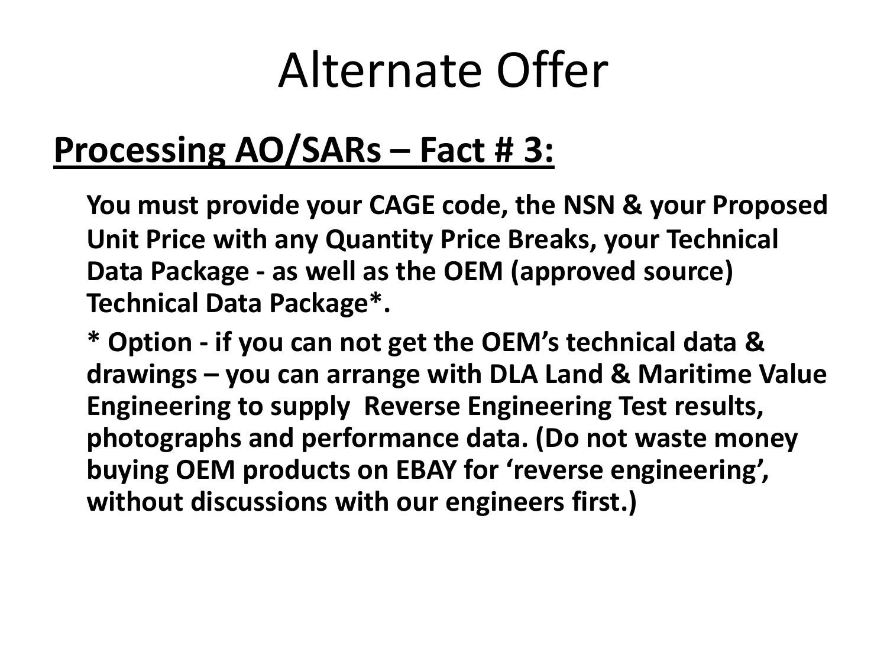# Alternate Offer

## Processing AO/SARs – Fact # 3:

**You must provide your CAGE code, the NSN & your Proposed Unit Price with any Quantity Price Breaks, your Technical Data Package - as well as the OEM (approved source) Technical Data Package*.**

**\* Option - if you can not get the OEM's technical data & drawings – you can arrange with DLA Land & Maritime Value Engineering to supply Reverse Engineering Test results, photographs and performance data. (Do not waste money buying OEM products on EBAY for 'reverse engineering', without discussions with our engineers first.)**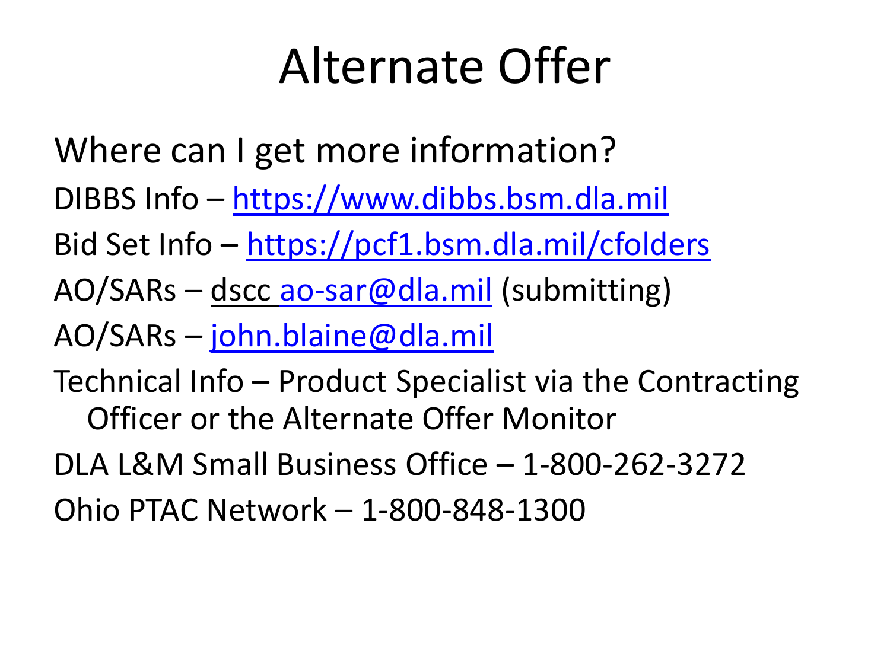# Alternate Offer

Where can I get more information?

DIBBS Info – https://www.dibbs.bsm.dla.mil

Bid Set Info – https://pcf1.bsm.dla.mil/cfolders

AO/SARs – dscc ao-sar@dla.mil (submitting)

AO/SARs – john.blaine@dla.mil

Technical Info – Product Specialist via the Contracting Officer or the Alternate Offer Monitor

DLA L&M Small Business Office – 1-800-262-3272

Ohio PTAC Network – 1-800-848-1300